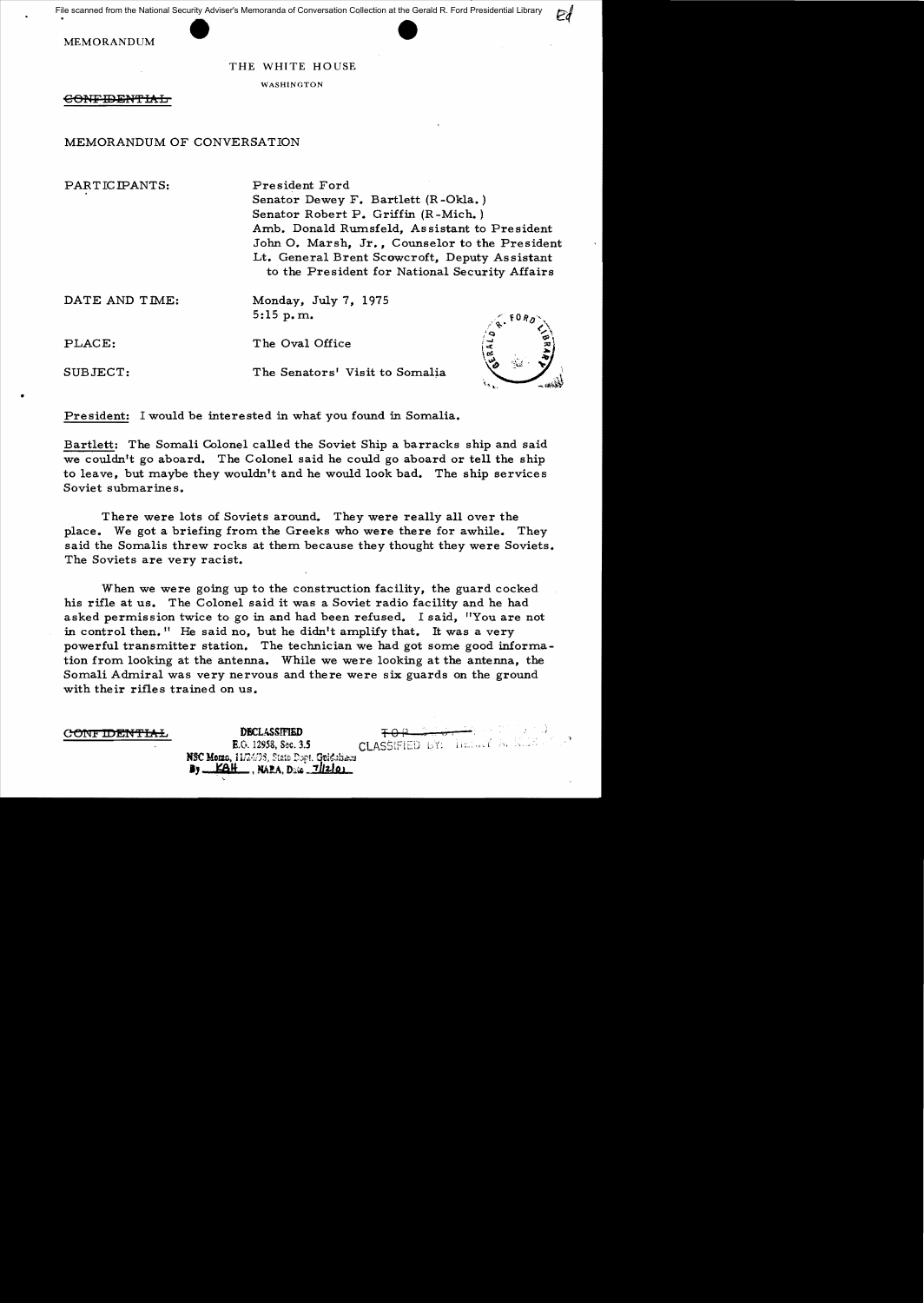File scanned from the National Security Adviser's Memoranda of Conversation Collection at the Gerald R. Ford Presidential Library

MEMORANDUM

THE WHITE HOUSE

WASHINGTON

~~CONFIDENTIAL~~

MEMORANDUM OF CONVERSATION

PARTICIPANTS: President Ford
Senator Dewey F. Bartlett (R-Okla.)
Senator Robert P. Griffin (R-Mich.)
Amb. Donald Rumsfeld, Assistant to President
John O. Marsh, Jr., Counselor to the President
Lt. General Brent Scowcroft, Deputy Assistant to the President for National Security Affairs

DATE AND TIME: Monday, July 7, 1975
5:15 p.m.

PLACE: The Oval Office

SUBJECT: The Senators' Visit to Somalia

President: I would be interested in what you found in Somalia.

Bartlett: The Somali Colonel called the Soviet Ship a barracks ship and said we couldn't go aboard. The Colonel said he could go aboard or tell the ship to leave, but maybe they wouldn't and he would look bad. The ship services Soviet submarines.

There were lots of Soviets around. They were really all over the place. We got a briefing from the Greeks who were there for awhile. They said the Somalis threw rocks at them because they thought they were Soviets. The Soviets are very racist.

When we were going up to the construction facility, the guard cocked his rifle at us. The Colonel said it was a Soviet radio facility and he had asked permission twice to go in and had been refused. I said, "You are not in control then." He said no, but he didn't amplify that. It was a very powerful transmitter station. The technician we had got some good information from looking at the antenna. While we were looking at the antenna, the Somali Admiral was very nervous and there were six guards on the ground with their rifles trained on us.

~~CONFIDENTIAL~~

DECLASSIFIED
E.O. 12958, Sec. 3.5
NSC Memo, 11/24/98, State Dept. Guidelines
By KAH, NARA, Date 7/12/01

~~TOP~~ CLASSIFIED BY: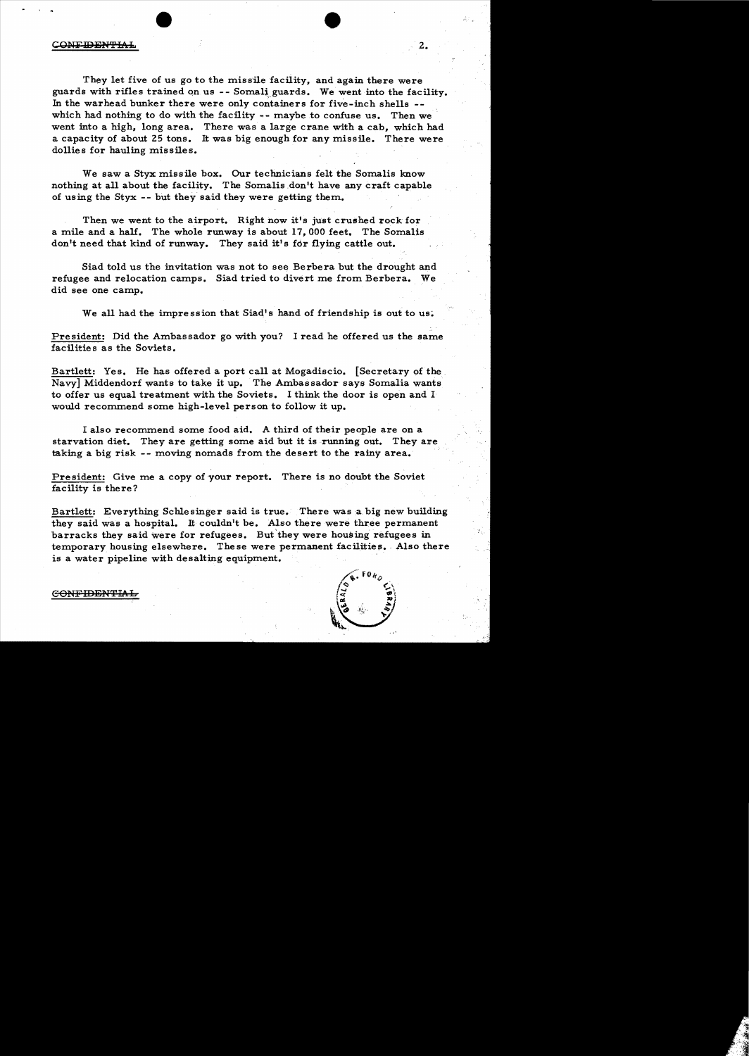CONFIDENTIAL

They let five of us go to the missile facility, and again there were guards with rifles trained on us -- Somali guards. We went into the facility. In the warhead bunker there were only containers for five-inch shells -- which had nothing to do with the facility -- maybe to confuse us. Then we went into a high, long area. There was a large crane with a cab, which had a capacity of about 25 tons. It was big enough for any missile. There were dollies for hauling missiles.

We saw a Styx missile box. Our technicians felt the Somalis know nothing at all about the facility. The Somalis don't have any craft capable of using the Styx -- but they said they were getting them.

Then we went to the airport. Right now it's just crushed rock for a mile and a half. The whole runway is about 17,000 feet. The Somalis don't need that kind of runway. They said it's for flying cattle out.

Siad told us the invitation was not to see Berbera but the drought and refugee and relocation camps. Siad tried to divert me from Berbera. We did see one camp.

We all had the impression that Siad's hand of friendship is out to us.

President: Did the Ambassador go with you? I read he offered us the same facilities as the Soviets.

Bartlett: Yes. He has offered a port call at Mogadiscio. [Secretary of the Navy] Middendorf wants to take it up. The Ambassador says Somalia wants to offer us equal treatment with the Soviets. I think the door is open and I would recommend some high-level person to follow it up.

I also recommend some food aid. A third of their people are on a starvation diet. They are getting some aid but it is running out. They are taking a big risk -- moving nomads from the desert to the rainy area.

President: Give me a copy of your report. There is no doubt the Soviet facility is there?

Bartlett: Everything Schlesinger said is true. There was a big new building they said was a hospital. It couldn't be. Also there were three permanent barracks they said were for refugees. But they were housing refugees in temporary housing elsewhere. These were permanent facilities. Also there is a water pipeline with desalting equipment.

CONFIDENTIAL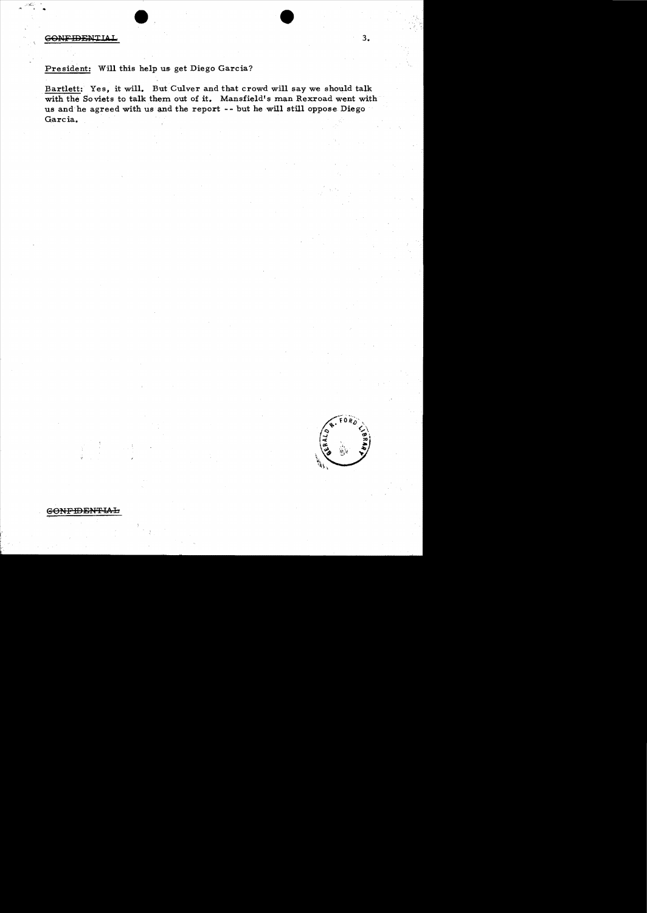CONFIDENTIAL

President: Will this help us get Diego Garcia?

Bartlett: Yes, it will. But Culver and that crowd will say we should talk with the Soviets to talk them out of it. Mansfield's man Rexroad went with us and he agreed with us and the report -- but he will still oppose Diego Garcia.

CONFIDENTIAL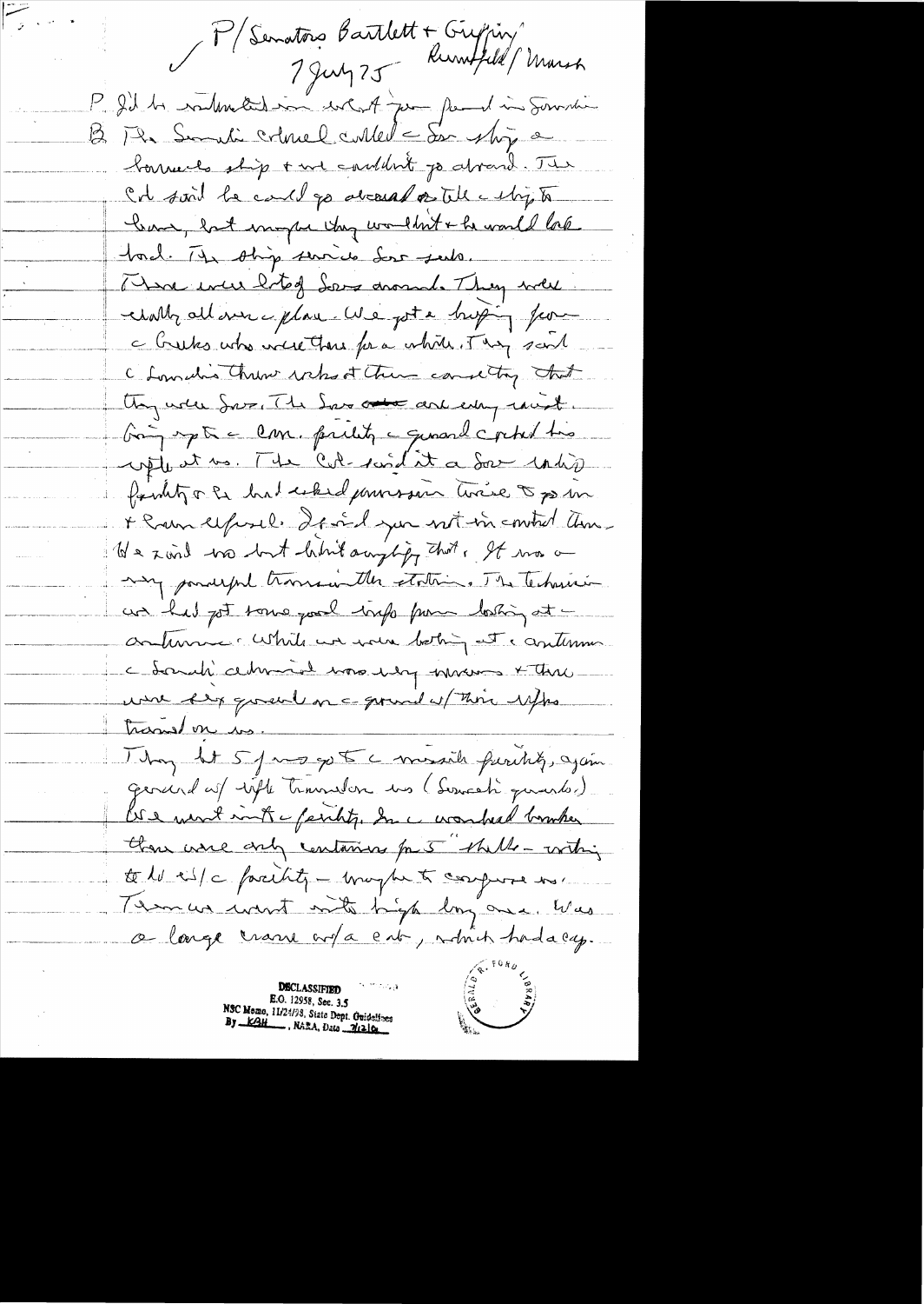P/Senators Bartlett + Griffin/ Rumsfeld/ Marsh
7 July 75

P. I'd be interested in what you found in Somalia

B. The Somali colonel called the Sov. ship a barracks ship + we couldn't go aboard. The Col said he could go aboard on tell the ship to leave, but maybe they wouldn't + he would look bad. The ship services Sov subs.

There were lots of Sovs around. They were actually all over the place. We got a briefing from the Greeks who were there for a while. They said the Somali there who's at there consulting that they were Sovs. The Sovs are everywhere. Going up to the com. facility the guard cocked his weapon at us. The Col. said it a Sov. indic facility + he had asked permission twice to go in + been refused. I said you not in control then. He said no but didn't say anything that. It was a very powerful transmitter station. The technician w/ had got some good info from looking at the antenna. While we were looking at the antenna the Somali admiral was very nervous + there were six guards on the ground w/ their weapons trained on us.

They let 5 of us go to the missile facility, again guarded w/ rifle trained on us (Somali guards). We went into the facility. In the warhead bunker there were only containers for 5" shells - nothing to do w/ the facility - maybe to confuse us. Then we went into high long area. Was a large crane w/ a cab, which had a cap.

DECLASSIFIED
E.O. 12958, Sec. 3.5
NSC Memo, 11/24/98, State Dept. Guidelines
By KBH, NARA, Date 7/12/06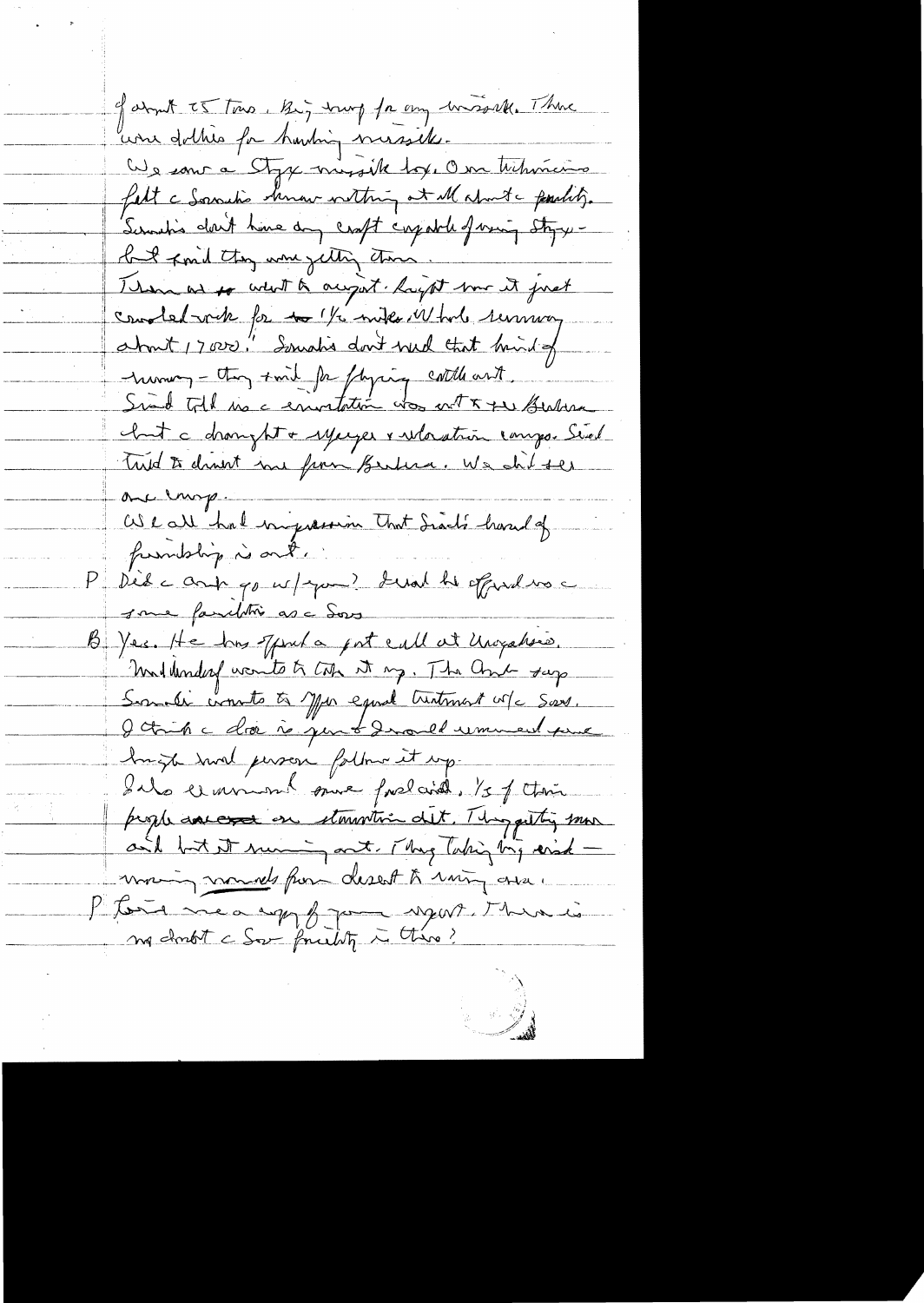of about 25 Tons. Big trap for any missile. There were dollies for handling missile.

We saw a Styx missile box. Our technicians felt the Somalis knew nothing at all about the facility. Somalis don't have any craft capable of using Styx — but said they were getting them.

Then we went to airport. Right now it just crowded rock for ~~to~~ 1½ miles. Whole runway about 17000'. Somalis don't need that kind of runway — they said for flying cattle out.

Siad told us the invitation was not to see Berbera but the drought & refugee & relocation camps. Siad tried to divert me from Berbera. We did see one camp.

We all had impression that Siad's hand of friendship is out.

P Did the ambassador go w/you? Did he offend re the same facilities as the Sovs.

B Yes. He has opened a post exchange at Mogadiscio. Mahdi wants to take it up. The Amb says Somalis wants to offer equal treatment w/the Sovs. I think the door is open & I would recommend some high level person follow it up.

I also recommend some food aid. ⅓ of their people are on starvation diet. They getting some aid but it running out. They taking big aid — moving nomads from desert to rainy area.

P Give me a copy of your report. There is no doubt the Sov facility is there?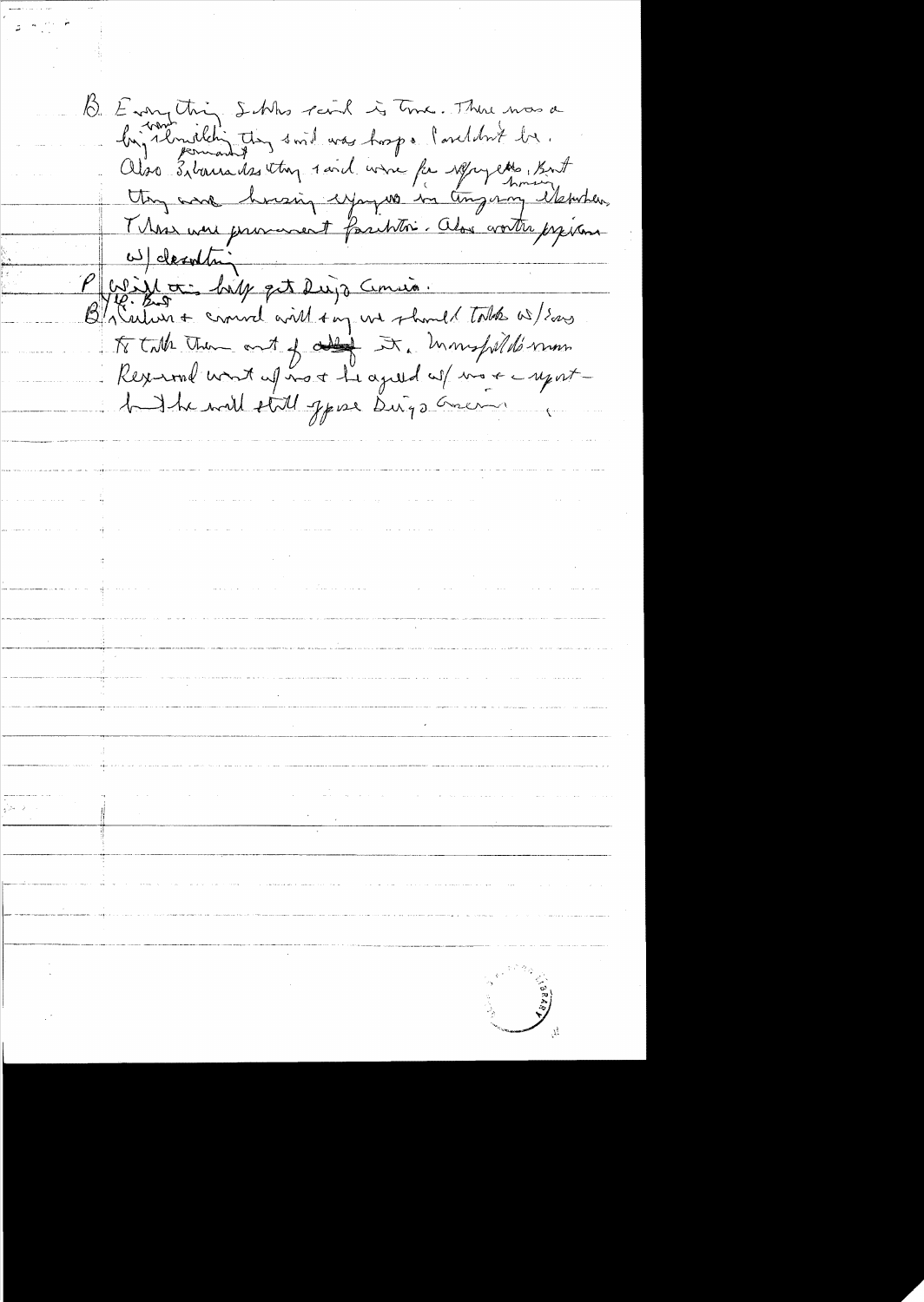B. Everything Sihks said is true. There was a big ~~rebuilding~~ [new] thing they said was hosp. Couldn't be. [permanent] Also Sibaradis they said were for refugees. But they were housing refugees in temporary [housing] structures. These were permanent facilities. Also went to prison w/ desertion.

P. Will this help get Diego Garcia.

B. [? But] Culver + Cranston will say we should take w/ Sov to take them out of ~~it~~ it. Mansfield's man Rexroad went up w/ us & he agreed w/ us & report — but he will still oppose Diego Garcia.